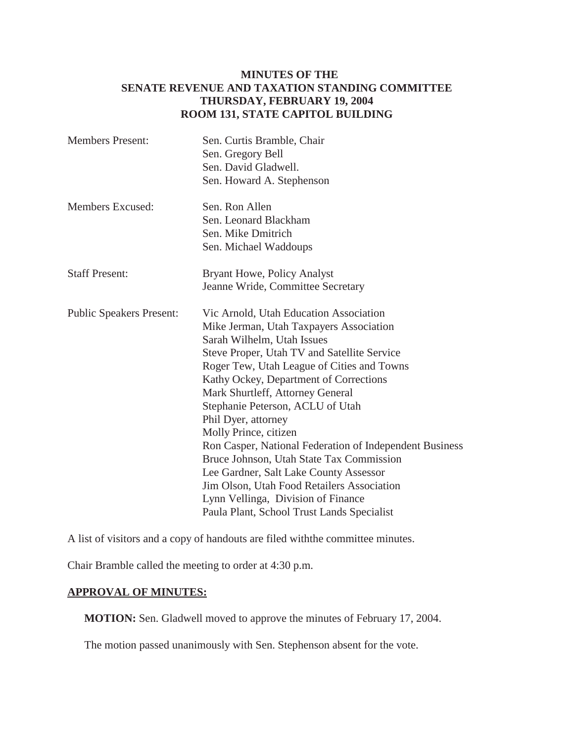# MINUTES OF THE SENATE REVENUE AND TAXATION STANDING COMMITTEE THURSDAY, FEBRUARY 19, 2004 ROOM 131, STATE CAPITOL BUILDING

| | |
|---|---|
| Members Present: | Sen. Curtis Bramble, Chair<br>Sen. Gregory Bell<br>Sen. David Gladwell.<br>Sen. Howard A. Stephenson |
| Members Excused: | Sen. Ron Allen<br>Sen. Leonard Blackham<br>Sen. Mike Dmitrich<br>Sen. Michael Waddoups |
| Staff Present: | Bryant Howe, Policy Analyst<br>Jeanne Wride, Committee Secretary |
| Public Speakers Present: | Vic Arnold, Utah Education Association<br>Mike Jerman, Utah Taxpayers Association<br>Sarah Wilhelm, Utah Issues<br>Steve Proper, Utah TV and Satellite Service<br>Roger Tew, Utah League of Cities and Towns<br>Kathy Ockey, Department of Corrections<br>Mark Shurtleff, Attorney General<br>Stephanie Peterson, ACLU of Utah<br>Phil Dyer, attorney<br>Molly Prince, citizen<br>Ron Casper, National Federation of Independent Business<br>Bruce Johnson, Utah State Tax Commission<br>Lee Gardner, Salt Lake County Assessor<br>Jim Olson, Utah Food Retailers Association<br>Lynn Vellinga, Division of Finance<br>Paula Plant, School Trust Lands Specialist |

A list of visitors and a copy of handouts are filed withthe committee minutes.

Chair Bramble called the meeting to order at 4:30 p.m.

## APPROVAL OF MINUTES:

**MOTION:** Sen. Gladwell moved to approve the minutes of February 17, 2004.

The motion passed unanimously with Sen. Stephenson absent for the vote.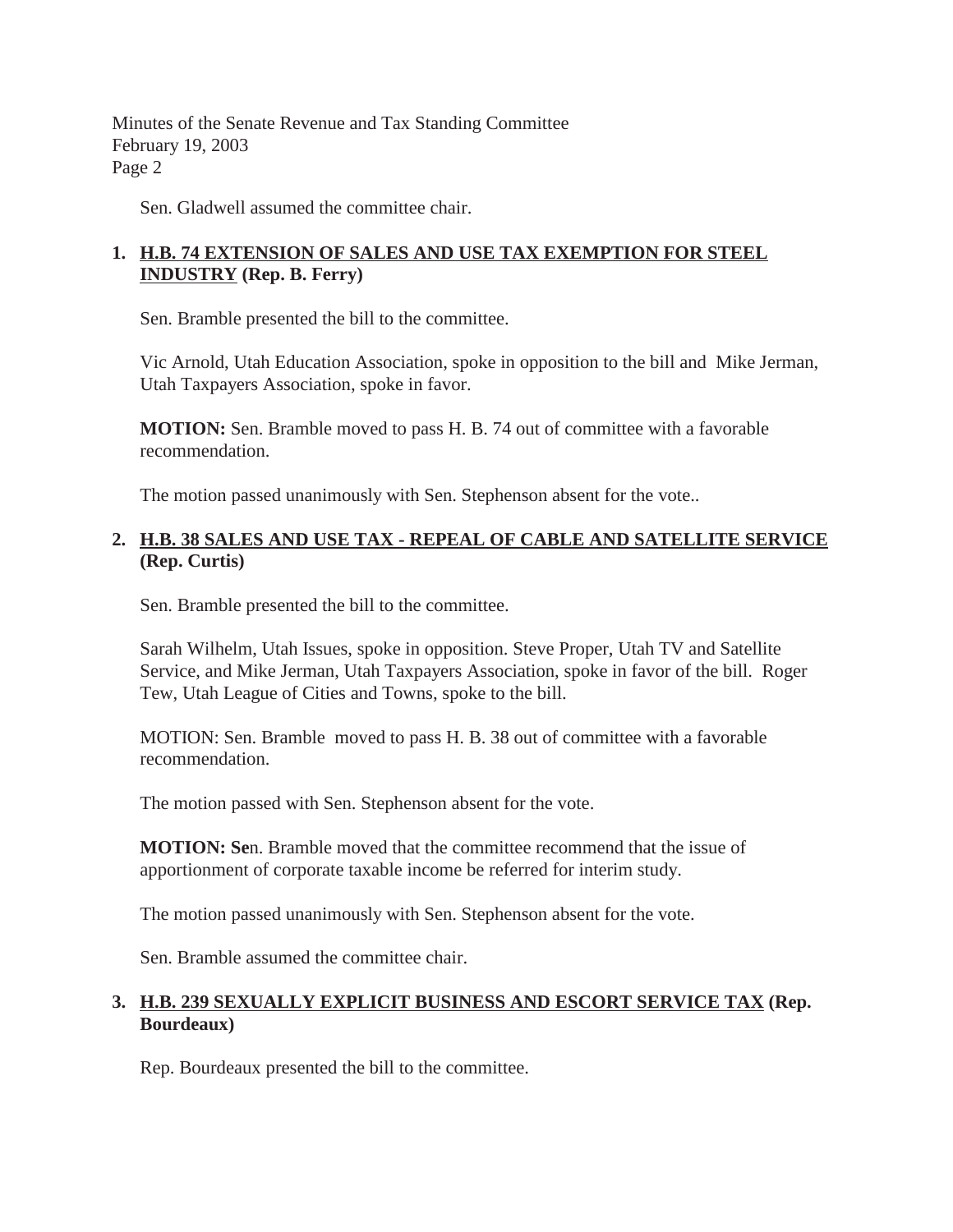Sen. Gladwell assumed the committee chair.

**1. H.B. 74 EXTENSION OF SALES AND USE TAX EXEMPTION FOR STEEL INDUSTRY (Rep. B. Ferry)**

Sen. Bramble presented the bill to the committee.

Vic Arnold, Utah Education Association, spoke in opposition to the bill and Mike Jerman, Utah Taxpayers Association, spoke in favor.

**MOTION:** Sen. Bramble moved to pass H. B. 74 out of committee with a favorable recommendation.

The motion passed unanimously with Sen. Stephenson absent for the vote..

**2. H.B. 38 SALES AND USE TAX - REPEAL OF CABLE AND SATELLITE SERVICE (Rep. Curtis)**

Sen. Bramble presented the bill to the committee.

Sarah Wilhelm, Utah Issues, spoke in opposition. Steve Proper, Utah TV and Satellite Service, and Mike Jerman, Utah Taxpayers Association, spoke in favor of the bill. Roger Tew, Utah League of Cities and Towns, spoke to the bill.

MOTION: Sen. Bramble moved to pass H. B. 38 out of committee with a favorable recommendation.

The motion passed with Sen. Stephenson absent for the vote.

**MOTION: Se**n. Bramble moved that the committee recommend that the issue of apportionment of corporate taxable income be referred for interim study.

The motion passed unanimously with Sen. Stephenson absent for the vote.

Sen. Bramble assumed the committee chair.

**3. H.B. 239 SEXUALLY EXPLICIT BUSINESS AND ESCORT SERVICE TAX (Rep. Bourdeaux)**

Rep. Bourdeaux presented the bill to the committee.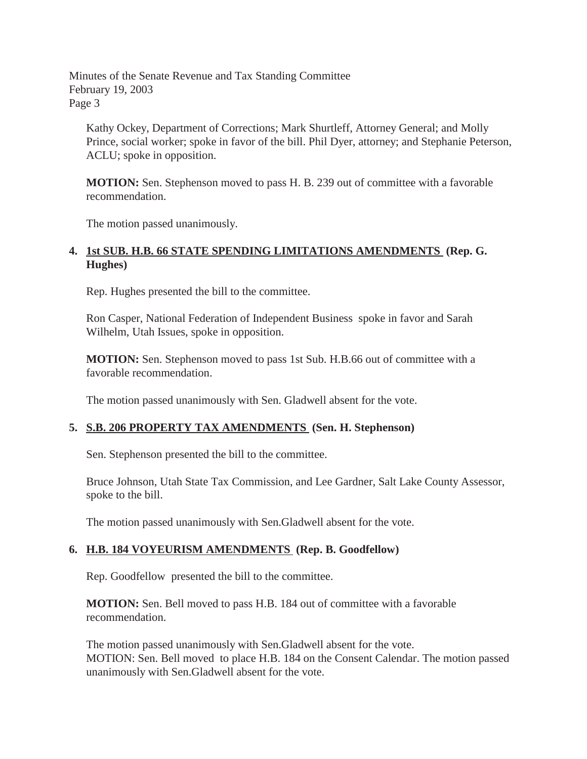Kathy Ockey, Department of Corrections; Mark Shurtleff, Attorney General; and Molly Prince, social worker; spoke in favor of the bill. Phil Dyer, attorney; and Stephanie Peterson, ACLU; spoke in opposition.

**MOTION:** Sen. Stephenson moved to pass H. B. 239 out of committee with a favorable recommendation.

The motion passed unanimously.

**4. <u>1st SUB. H.B. 66 STATE SPENDING LIMITATIONS AMENDMENTS</u> (Rep. G. Hughes)**

Rep. Hughes presented the bill to the committee.

Ron Casper, National Federation of Independent Business spoke in favor and Sarah Wilhelm, Utah Issues, spoke in opposition.

**MOTION:** Sen. Stephenson moved to pass 1st Sub. H.B.66 out of committee with a favorable recommendation.

The motion passed unanimously with Sen. Gladwell absent for the vote.

**5. <u>S.B. 206 PROPERTY TAX AMENDMENTS</u> (Sen. H. Stephenson)**

Sen. Stephenson presented the bill to the committee.

Bruce Johnson, Utah State Tax Commission, and Lee Gardner, Salt Lake County Assessor, spoke to the bill.

The motion passed unanimously with Sen.Gladwell absent for the vote.

**6. <u>H.B. 184 VOYEURISM AMENDMENTS</u> (Rep. B. Goodfellow)**

Rep. Goodfellow presented the bill to the committee.

**MOTION:** Sen. Bell moved to pass H.B. 184 out of committee with a favorable recommendation.

The motion passed unanimously with Sen.Gladwell absent for the vote.
MOTION: Sen. Bell moved to place H.B. 184 on the Consent Calendar. The motion passed unanimously with Sen.Gladwell absent for the vote.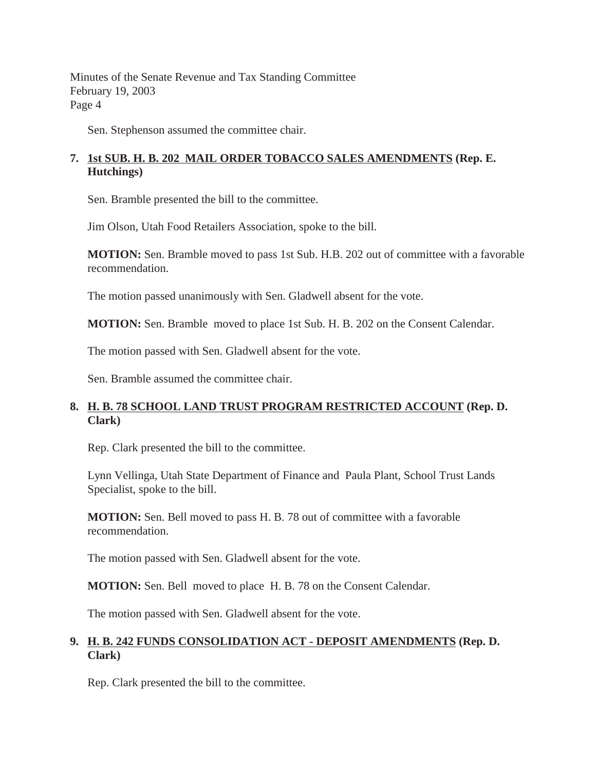Sen. Stephenson assumed the committee chair.

**7. <u>1st SUB. H. B. 202 MAIL ORDER TOBACCO SALES AMENDMENTS</u> (Rep. E. Hutchings)**

Sen. Bramble presented the bill to the committee.

Jim Olson, Utah Food Retailers Association, spoke to the bill.

**MOTION:** Sen. Bramble moved to pass 1st Sub. H.B. 202 out of committee with a favorable recommendation.

The motion passed unanimously with Sen. Gladwell absent for the vote.

**MOTION:** Sen. Bramble moved to place 1st Sub. H. B. 202 on the Consent Calendar.

The motion passed with Sen. Gladwell absent for the vote.

Sen. Bramble assumed the committee chair.

**8. <u>H. B. 78 SCHOOL LAND TRUST PROGRAM RESTRICTED ACCOUNT</u> (Rep. D. Clark)**

Rep. Clark presented the bill to the committee.

Lynn Vellinga, Utah State Department of Finance and Paula Plant, School Trust Lands Specialist, spoke to the bill.

**MOTION:** Sen. Bell moved to pass H. B. 78 out of committee with a favorable recommendation.

The motion passed with Sen. Gladwell absent for the vote.

**MOTION:** Sen. Bell moved to place H. B. 78 on the Consent Calendar.

The motion passed with Sen. Gladwell absent for the vote.

**9. <u>H. B. 242 FUNDS CONSOLIDATION ACT - DEPOSIT AMENDMENTS</u> (Rep. D. Clark)**

Rep. Clark presented the bill to the committee.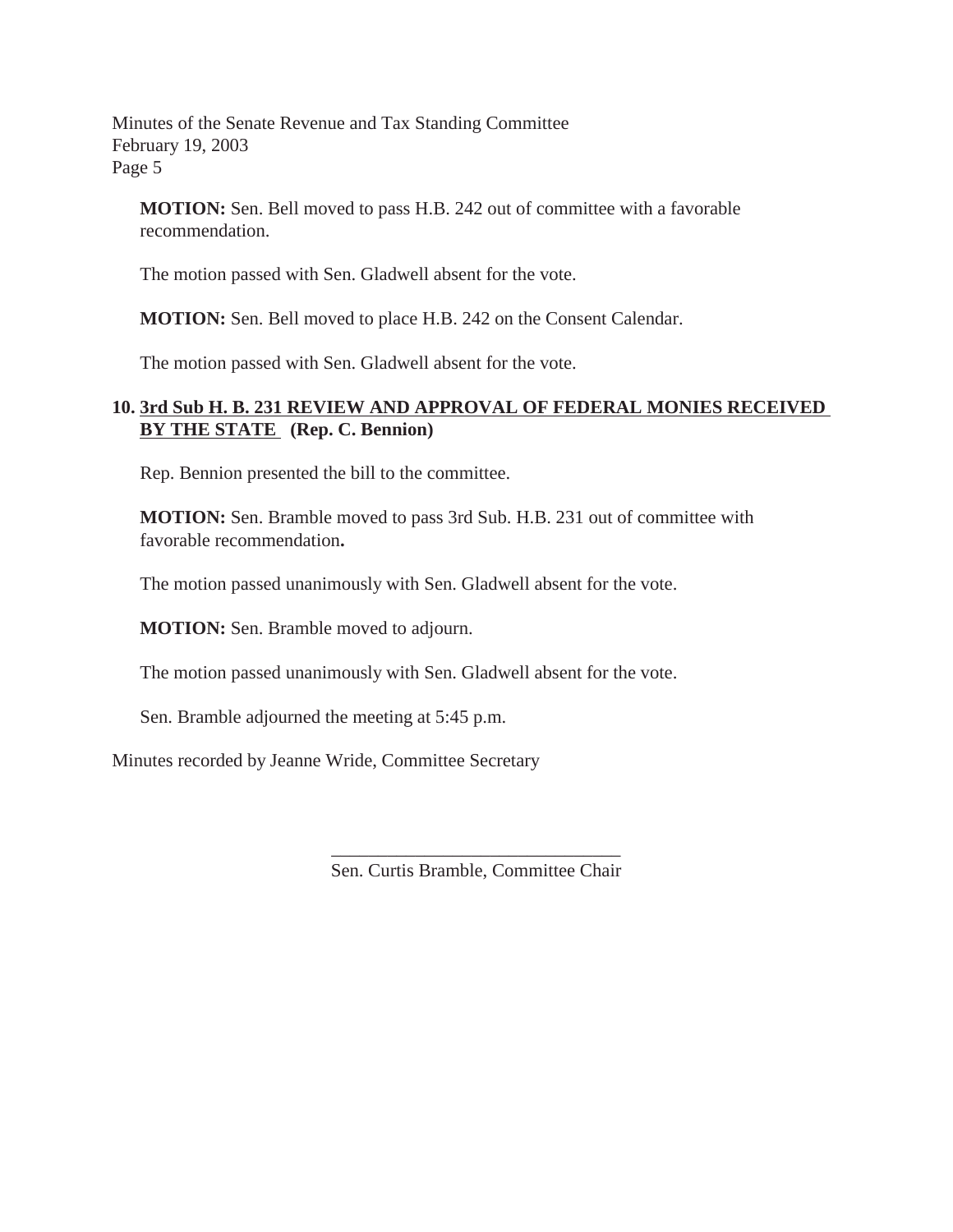**MOTION:** Sen. Bell moved to pass H.B. 242 out of committee with a favorable recommendation.

The motion passed with Sen. Gladwell absent for the vote.

**MOTION:** Sen. Bell moved to place H.B. 242 on the Consent Calendar.

The motion passed with Sen. Gladwell absent for the vote.

**10. 3rd Sub H. B. 231 REVIEW AND APPROVAL OF FEDERAL MONIES RECEIVED BY THE STATE (Rep. C. Bennion)**

Rep. Bennion presented the bill to the committee.

**MOTION:** Sen. Bramble moved to pass 3rd Sub. H.B. 231 out of committee with favorable recommendation**.**

The motion passed unanimously with Sen. Gladwell absent for the vote.

**MOTION:** Sen. Bramble moved to adjourn.

The motion passed unanimously with Sen. Gladwell absent for the vote.

Sen. Bramble adjourned the meeting at 5:45 p.m.

Minutes recorded by Jeanne Wride, Committee Secretary

_______________________________
Sen. Curtis Bramble, Committee Chair